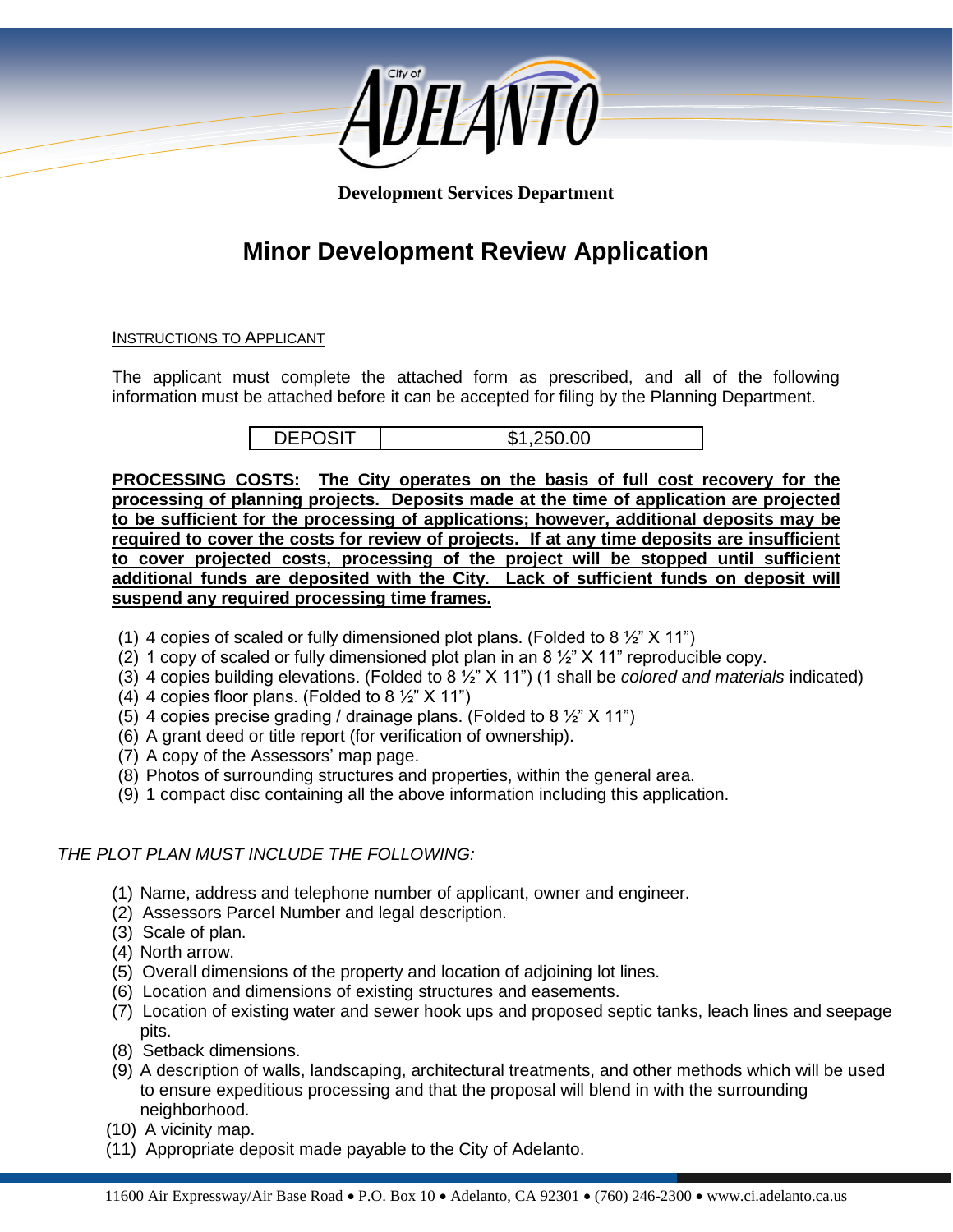City of ADELANTO

**Development Services Department**

# Minor Development Review Application

INSTRUCTIONS TO APPLICANT

The applicant must complete the attached form as prescribed, and all of the following information must be attached before it can be accepted for filing by the Planning Department.

| DEPOSIT | $1,250.00 |
|---|---|

**PROCESSING COSTS: The City operates on the basis of full cost recovery for the processing of planning projects. Deposits made at the time of application are projected to be sufficient for the processing of applications; however, additional deposits may be required to cover the costs for review of projects. If at any time deposits are insufficient to cover projected costs, processing of the project will be stopped until sufficient additional funds are deposited with the City. Lack of sufficient funds on deposit will suspend any required processing time frames.**

(1) 4 copies of scaled or fully dimensioned plot plans. (Folded to 8 ½" X 11")
(2) 1 copy of scaled or fully dimensioned plot plan in an 8 ½" X 11" reproducible copy.
(3) 4 copies building elevations. (Folded to 8 ½" X 11") (1 shall be *colored and materials* indicated)
(4) 4 copies floor plans. (Folded to 8 ½" X 11")
(5) 4 copies precise grading / drainage plans. (Folded to 8 ½" X 11")
(6) A grant deed or title report (for verification of ownership).
(7) A copy of the Assessors' map page.
(8) Photos of surrounding structures and properties, within the general area.
(9) 1 compact disc containing all the above information including this application.

*THE PLOT PLAN MUST INCLUDE THE FOLLOWING:*

(1) Name, address and telephone number of applicant, owner and engineer.
(2) Assessors Parcel Number and legal description.
(3) Scale of plan.
(4) North arrow.
(5) Overall dimensions of the property and location of adjoining lot lines.
(6) Location and dimensions of existing structures and easements.
(7) Location of existing water and sewer hook ups and proposed septic tanks, leach lines and seepage pits.
(8) Setback dimensions.
(9) A description of walls, landscaping, architectural treatments, and other methods which will be used to ensure expeditious processing and that the proposal will blend in with the surrounding neighborhood.
(10) A vicinity map.
(11) Appropriate deposit made payable to the City of Adelanto.

11600 Air Expressway/Air Base Road • P.O. Box 10 • Adelanto, CA 92301 • (760) 246-2300 • www.ci.adelanto.ca.us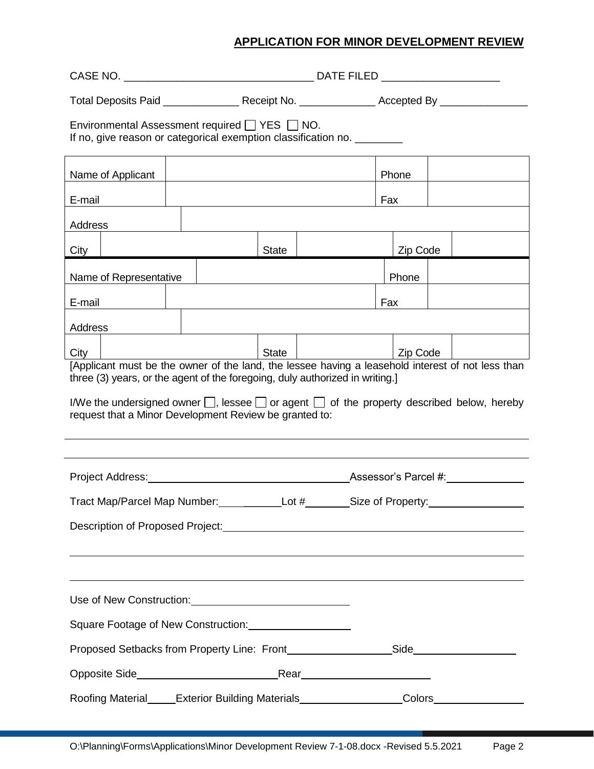## APPLICATION FOR MINOR DEVELOPMENT REVIEW

CASE NO. ________________________________ DATE FILED ____________________

Total Deposits Paid _____________ Receipt No. _____________ Accepted By _______________

Environmental Assessment required ☐ YES ☐ NO.
If no, give reason or categorical exemption classification no. ________

| Name of Applicant | | Phone | |
|---|---|---|---|
| E-mail | | Fax | |
| Address | | | |
| City | | State | | Zip Code | |

| Name of Representative | | Phone | |
|---|---|---|---|
| E-mail | | Fax | |
| Address | | | |
| City | | State | | Zip Code | |

[Applicant must be the owner of the land, the lessee having a leasehold interest of not less than three (3) years, or the agent of the foregoing, duly authorized in writing.]

I/We the undersigned owner ☐, lessee ☐ or agent ☐ of the property described below, hereby request that a Minor Development Review be granted to:

_______________________________________________________________________________

_______________________________________________________________________________

Project Address: ___________________________________ Assessor's Parcel #: _____________

Tract Map/Parcel Map Number: ___________ Lot # ________ Size of Property: ________________

Description of Proposed Project: ____________________________________________________

_______________________________________________________________________________

_______________________________________________________________________________

Use of New Construction: ____________________________

Square Footage of New Construction: __________________

Proposed Setbacks from Property Line: Front __________________ Side __________________

Opposite Side ________________________ Rear ______________________

Roofing Material _____ Exterior Building Materials _________________ Colors ________________

O:\Planning\Forms\Applications\Minor Development Review 7-1-08.docx -Revised 5.5.2021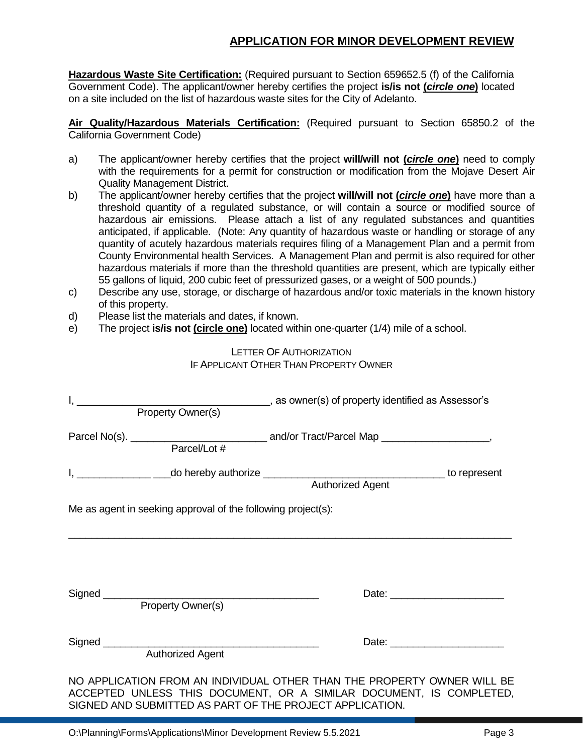## APPLICATION FOR MINOR DEVELOPMENT REVIEW

**Hazardous Waste Site Certification:** (Required pursuant to Section 659652.5 (f) of the California Government Code). The applicant/owner hereby certifies the project **is/is not (*circle one*)** located on a site included on the list of hazardous waste sites for the City of Adelanto.

**Air Quality/Hazardous Materials Certification:** (Required pursuant to Section 65850.2 of the California Government Code)

a) The applicant/owner hereby certifies that the project **will/will not (*circle one*)** need to comply with the requirements for a permit for construction or modification from the Mojave Desert Air Quality Management District.

b) The applicant/owner hereby certifies that the project **will/will not (*circle one*)** have more than a threshold quantity of a regulated substance, or will contain a source or modified source of hazardous air emissions. Please attach a list of any regulated substances and quantities anticipated, if applicable. (Note: Any quantity of hazardous waste or handling or storage of any quantity of acutely hazardous materials requires filing of a Management Plan and a permit from County Environmental health Services. A Management Plan and permit is also required for other hazardous materials if more than the threshold quantities are present, which are typically either 55 gallons of liquid, 200 cubic feet of pressurized gases, or a weight of 500 pounds.)

c) Describe any use, storage, or discharge of hazardous and/or toxic materials in the known history of this property.

d) Please list the materials and dates, if known.

e) The project **is/is not (circle one)** located within one-quarter (1/4) mile of a school.

LETTER OF AUTHORIZATION
IF APPLICANT OTHER THAN PROPERTY OWNER

I, ________________________________, as owner(s) of property identified as Assessor's
Property Owner(s)

Parcel No(s). ________________________ and/or Tract/Parcel Map __________________,
Parcel/Lot #

I, _____________ ___do hereby authorize ________________________________ to represent
Authorized Agent

Me as agent in seeking approval of the following project(s):

______________________________________________________________________________

Signed ______________________________________ Date: ___________________
Property Owner(s)

Signed ______________________________________ Date: ___________________
Authorized Agent

NO APPLICATION FROM AN INDIVIDUAL OTHER THAN THE PROPERTY OWNER WILL BE ACCEPTED UNLESS THIS DOCUMENT, OR A SIMILAR DOCUMENT, IS COMPLETED, SIGNED AND SUBMITTED AS PART OF THE PROJECT APPLICATION.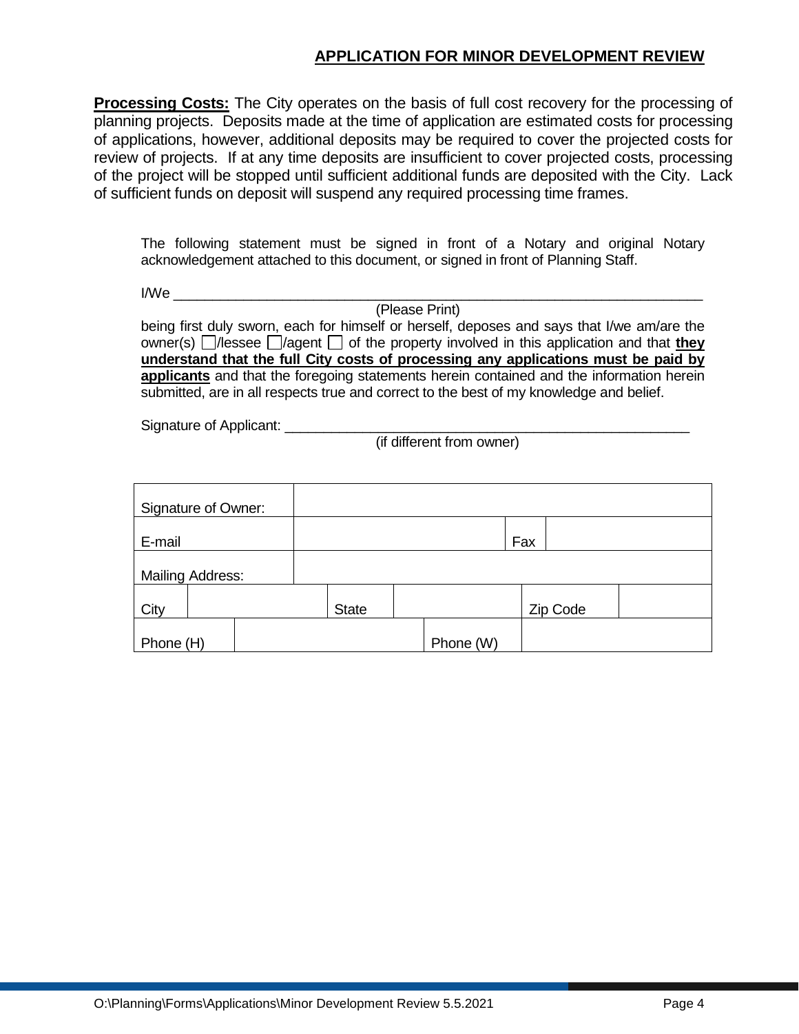**APPLICATION FOR MINOR DEVELOPMENT REVIEW**

**Processing Costs:** The City operates on the basis of full cost recovery for the processing of planning projects. Deposits made at the time of application are estimated costs for processing of applications, however, additional deposits may be required to cover the projected costs for review of projects. If at any time deposits are insufficient to cover projected costs, processing of the project will be stopped until sufficient additional funds are deposited with the City. Lack of sufficient funds on deposit will suspend any required processing time frames.

The following statement must be signed in front of a Notary and original Notary acknowledgement attached to this document, or signed in front of Planning Staff.

I/We ________________________________________________________________
(Please Print)

being first duly sworn, each for himself or herself, deposes and says that I/we am/are the owner(s) ☐/lessee ☐/agent ☐ of the property involved in this application and that **they understand that the full City costs of processing any applications must be paid by applicants** and that the foregoing statements herein contained and the information herein submitted, are in all respects true and correct to the best of my knowledge and belief.

Signature of Applicant: ______________________________________________
(if different from owner)

| Signature of Owner: | | | | | |
|---|---|---|---|---|---|
| E-mail | | | Fax | | |
| Mailing Address: | | | | | |
| City | | State | | Zip Code | |
| Phone (H) | | | Phone (W) | | |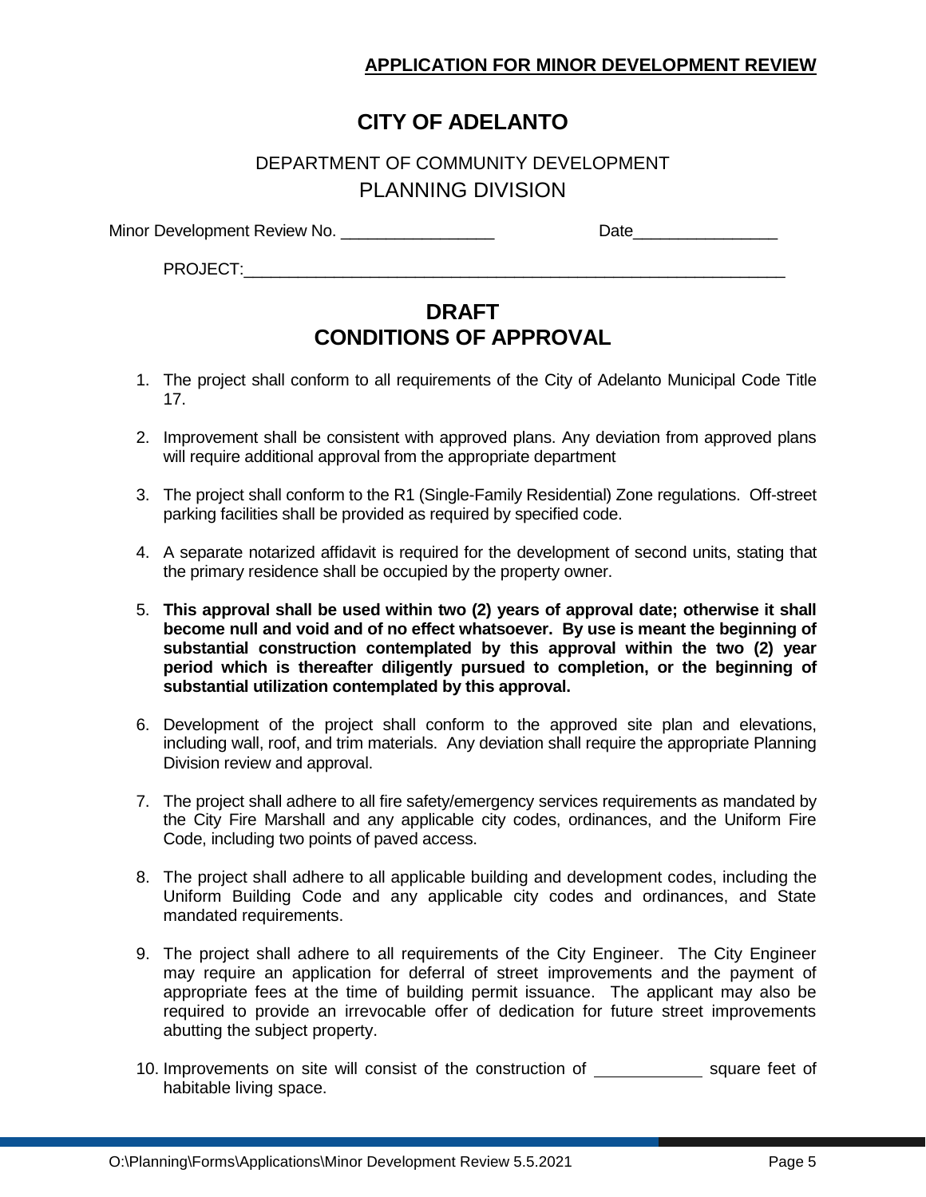**APPLICATION FOR MINOR DEVELOPMENT REVIEW**

# CITY OF ADELANTO

DEPARTMENT OF COMMUNITY DEVELOPMENT

PLANNING DIVISION

Minor Development Review No. _________________ Date________________

PROJECT:____________________________________________________________

## DRAFT
## CONDITIONS OF APPROVAL

1. The project shall conform to all requirements of the City of Adelanto Municipal Code Title 17.

2. Improvement shall be consistent with approved plans. Any deviation from approved plans will require additional approval from the appropriate department

3. The project shall conform to the R1 (Single-Family Residential) Zone regulations. Off-street parking facilities shall be provided as required by specified code.

4. A separate notarized affidavit is required for the development of second units, stating that the primary residence shall be occupied by the property owner.

5. **This approval shall be used within two (2) years of approval date; otherwise it shall become null and void and of no effect whatsoever. By use is meant the beginning of substantial construction contemplated by this approval within the two (2) year period which is thereafter diligently pursued to completion, or the beginning of substantial utilization contemplated by this approval.**

6. Development of the project shall conform to the approved site plan and elevations, including wall, roof, and trim materials. Any deviation shall require the appropriate Planning Division review and approval.

7. The project shall adhere to all fire safety/emergency services requirements as mandated by the City Fire Marshall and any applicable city codes, ordinances, and the Uniform Fire Code, including two points of paved access.

8. The project shall adhere to all applicable building and development codes, including the Uniform Building Code and any applicable city codes and ordinances, and State mandated requirements.

9. The project shall adhere to all requirements of the City Engineer. The City Engineer may require an application for deferral of street improvements and the payment of appropriate fees at the time of building permit issuance. The applicant may also be required to provide an irrevocable offer of dedication for future street improvements abutting the subject property.

10. Improvements on site will consist of the construction of ____________ square feet of habitable living space.

O:\Planning\Forms\Applications\Minor Development Review 5.5.2021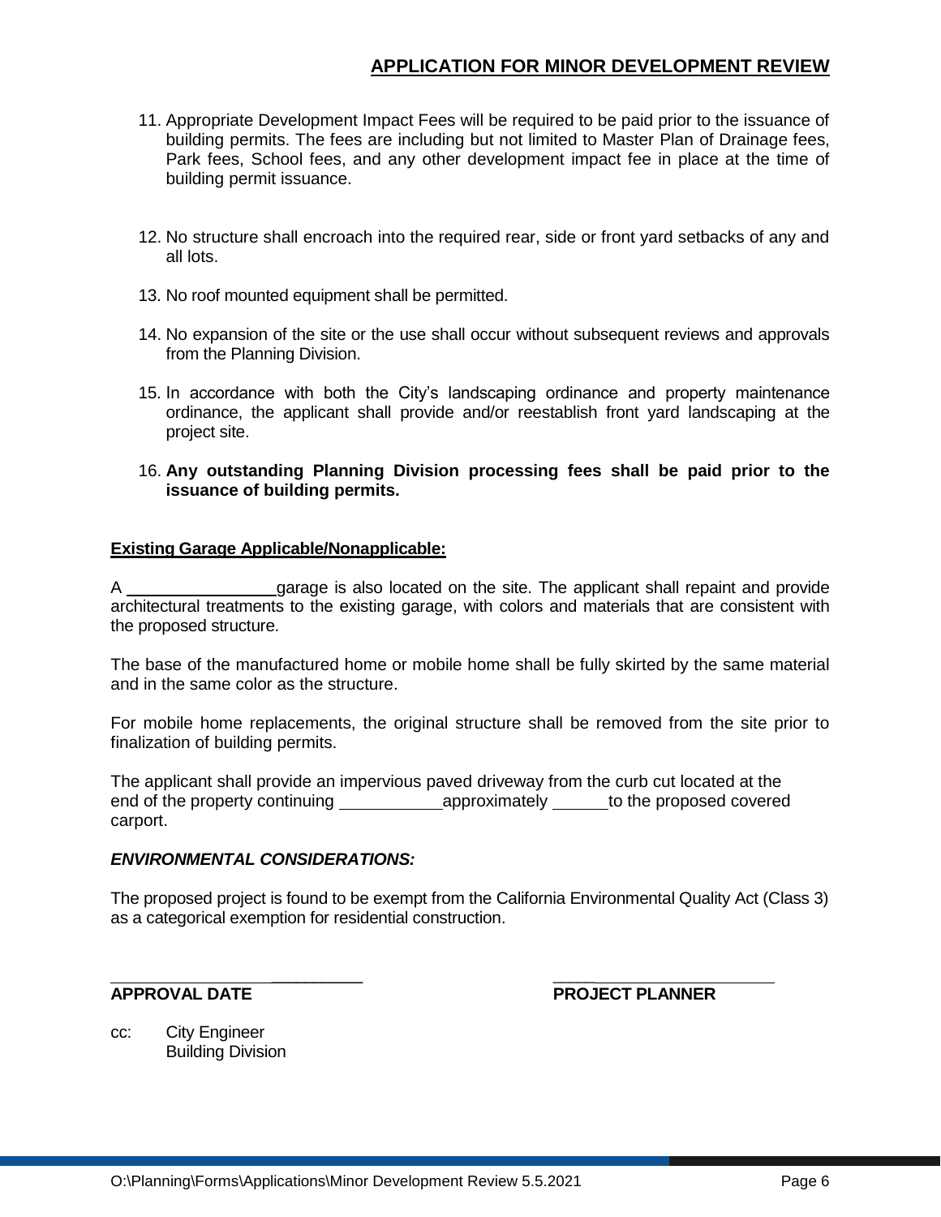## APPLICATION FOR MINOR DEVELOPMENT REVIEW

11. Appropriate Development Impact Fees will be required to be paid prior to the issuance of building permits. The fees are including but not limited to Master Plan of Drainage fees, Park fees, School fees, and any other development impact fee in place at the time of building permit issuance.

12. No structure shall encroach into the required rear, side or front yard setbacks of any and all lots.

13. No roof mounted equipment shall be permitted.

14. No expansion of the site or the use shall occur without subsequent reviews and approvals from the Planning Division.

15. In accordance with both the City's landscaping ordinance and property maintenance ordinance, the applicant shall provide and/or reestablish front yard landscaping at the project site.

16. **Any outstanding Planning Division processing fees shall be paid prior to the issuance of building permits.**

**<u>Existing Garage Applicable/Nonapplicable:</u>**

A ________________ garage is also located on the site. The applicant shall repaint and provide architectural treatments to the existing garage, with colors and materials that are consistent with the proposed structure.

The base of the manufactured home or mobile home shall be fully skirted by the same material and in the same color as the structure.

For mobile home replacements, the original structure shall be removed from the site prior to finalization of building permits.

The applicant shall provide an impervious paved driveway from the curb cut located at the end of the property continuing ___________ approximately ______ to the proposed covered carport.

***ENVIRONMENTAL CONSIDERATIONS:***

The proposed project is found to be exempt from the California Environmental Quality Act (Class 3) as a categorical exemption for residential construction.

______________________________　　　　　　　　______________________________

**APPROVAL DATE**　　　　　　　　　　　　　　　　**PROJECT PLANNER**

cc: City Engineer
Building Division

O:\Planning\Forms\Applications\Minor Development Review 5.5.2021